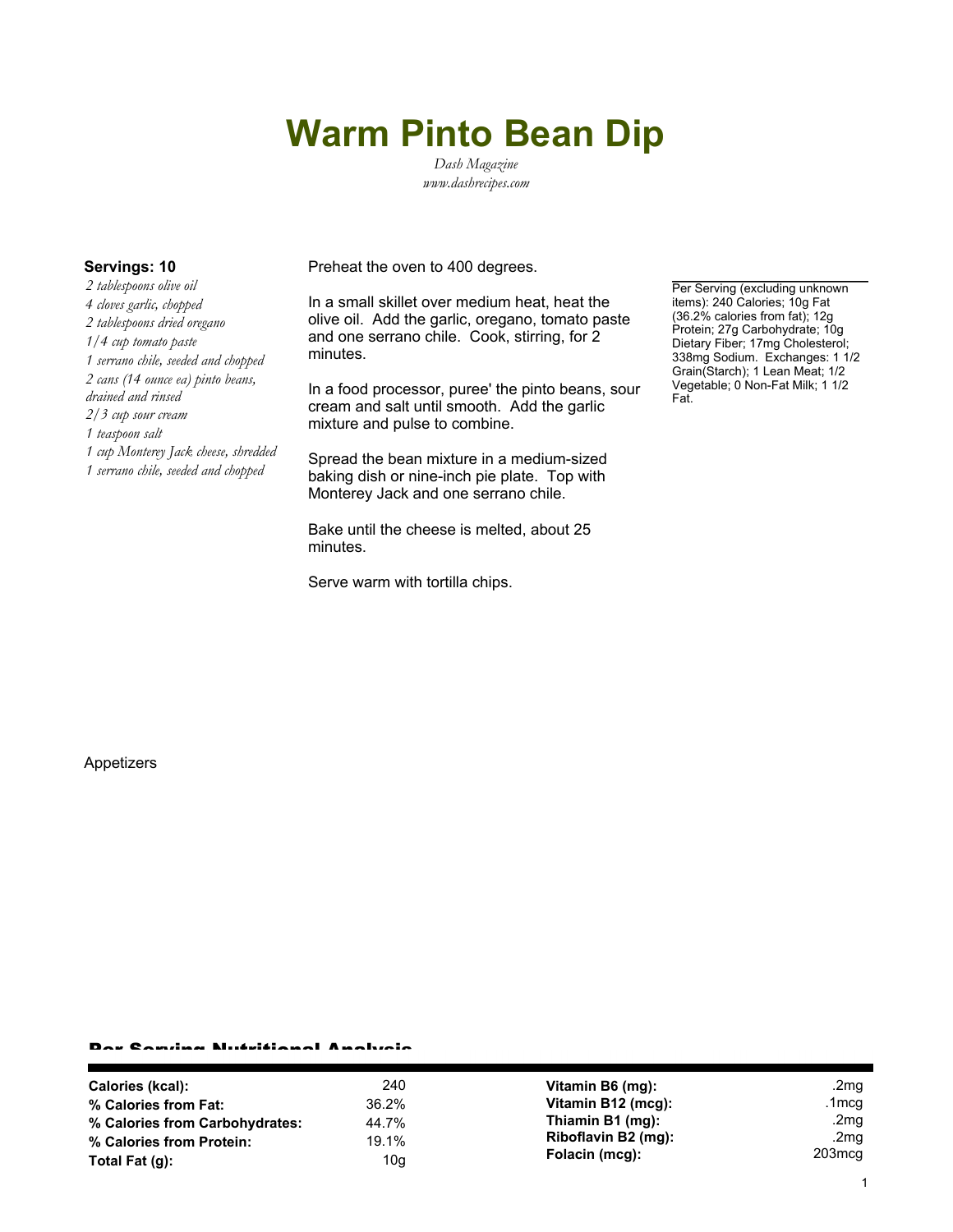# Warm Pinto Bean Dip

*Dash Magazine*
*www.dashrecipes.com*

**Servings: 10**

*2 tablespoons olive oil*
*4 cloves garlic, chopped*
*2 tablespoons dried oregano*
*1/4 cup tomato paste*
*1 serrano chile, seeded and chopped*
*2 cans (14 ounce ea) pinto beans, drained and rinsed*
*2/3 cup sour cream*
*1 teaspoon salt*
*1 cup Monterey Jack cheese, shredded*
*1 serrano chile, seeded and chopped*

Preheat the oven to 400 degrees.

In a small skillet over medium heat, heat the olive oil. Add the garlic, oregano, tomato paste and one serrano chile. Cook, stirring, for 2 minutes.

In a food processor, puree' the pinto beans, sour cream and salt until smooth. Add the garlic mixture and pulse to combine.

Spread the bean mixture in a medium-sized baking dish or nine-inch pie plate. Top with Monterey Jack and one serrano chile.

Bake until the cheese is melted, about 25 minutes.

Serve warm with tortilla chips.

Per Serving (excluding unknown items): 240 Calories; 10g Fat (36.2% calories from fat); 12g Protein; 27g Carbohydrate; 10g Dietary Fiber; 17mg Cholesterol; 338mg Sodium. Exchanges: 1 1/2 Grain(Starch); 1 Lean Meat; 1/2 Vegetable; 0 Non-Fat Milk; 1 1/2 Fat.

Appetizers

## Per Serving Nutritional Analysis

| | | | |
|---|---|---|---|
| **Calories (kcal):** | 240 | **Vitamin B6 (mg):** | .2mg |
| **% Calories from Fat:** | 36.2% | **Vitamin B12 (mcg):** | .1mcg |
| **% Calories from Carbohydrates:** | 44.7% | **Thiamin B1 (mg):** | .2mg |
| **% Calories from Protein:** | 19.1% | **Riboflavin B2 (mg):** | .2mg |
| **Total Fat (g):** | 10g | **Folacin (mcg):** | 203mcg |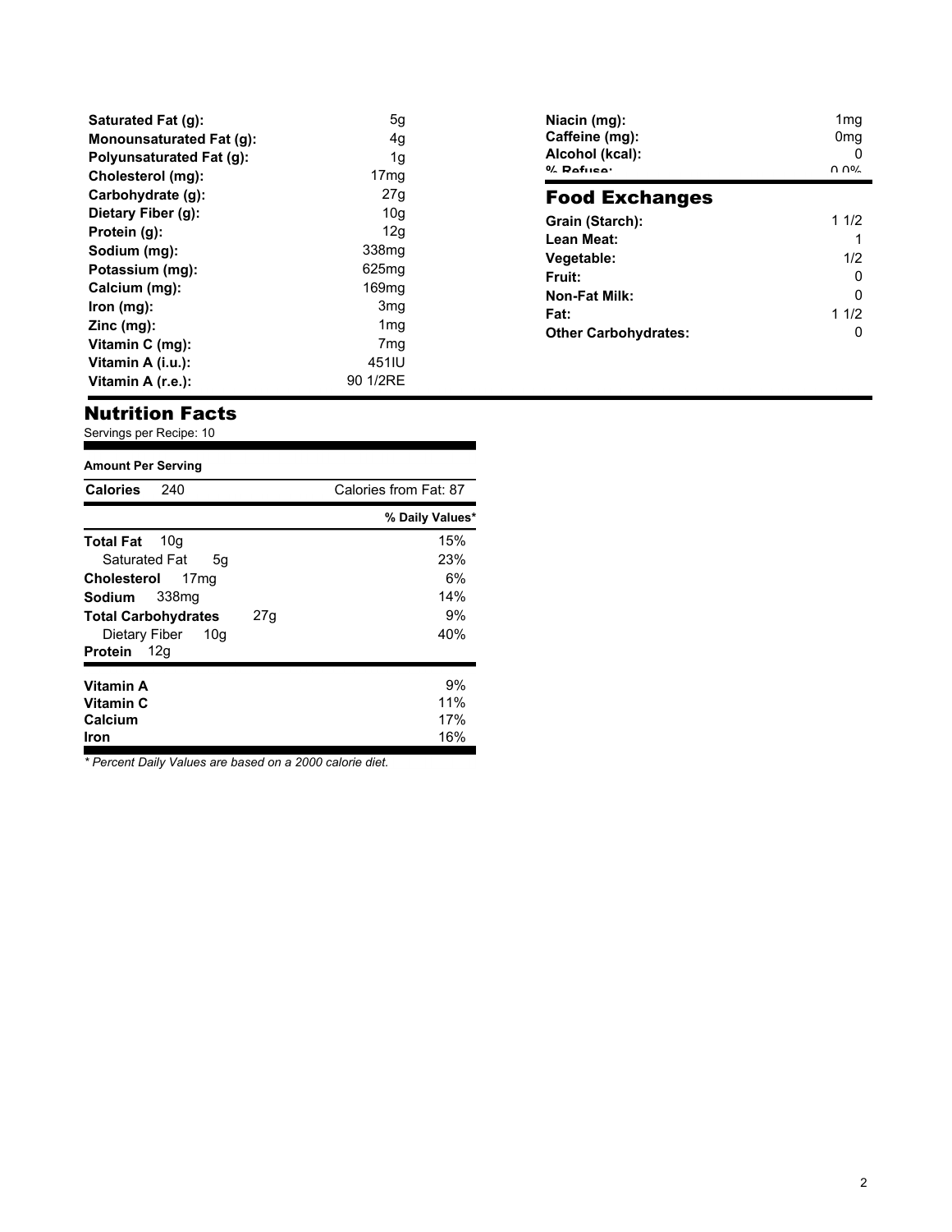| | |
|---|---|
| **Saturated Fat (g):** | 5g |
| **Monounsaturated Fat (g):** | 4g |
| **Polyunsaturated Fat (g):** | 1g |
| **Cholesterol (mg):** | 17mg |
| **Carbohydrate (g):** | 27g |
| **Dietary Fiber (g):** | 10g |
| **Protein (g):** | 12g |
| **Sodium (mg):** | 338mg |
| **Potassium (mg):** | 625mg |
| **Calcium (mg):** | 169mg |
| **Iron (mg):** | 3mg |
| **Zinc (mg):** | 1mg |
| **Vitamin C (mg):** | 7mg |
| **Vitamin A (i.u.):** | 451IU |
| **Vitamin A (r.e.):** | 90 1/2RE |
| **Niacin (mg):** | 1mg |
| **Caffeine (mg):** | 0mg |
| **Alcohol (kcal):** | 0 |
| **% Refuse:** | 0.0% |

## Food Exchanges

| | |
|---|---|
| **Grain (Starch):** | 1 1/2 |
| **Lean Meat:** | 1 |
| **Vegetable:** | 1/2 |
| **Fruit:** | 0 |
| **Non-Fat Milk:** | 0 |
| **Fat:** | 1 1/2 |
| **Other Carbohydrates:** | 0 |

## Nutrition Facts

Servings per Recipe: 10

**Amount Per Serving**

| | |
|---|---|
| **Calories** 240 | Calories from Fat: 87 |
| | **% Daily Values*** |
| **Total Fat** 10g | 15% |
| Saturated Fat 5g | 23% |
| **Cholesterol** 17mg | 6% |
| **Sodium** 338mg | 14% |
| **Total Carbohydrates** 27g | 9% |
| Dietary Fiber 10g | 40% |
| **Protein** 12g | |
| **Vitamin A** | 9% |
| **Vitamin C** | 11% |
| **Calcium** | 17% |
| **Iron** | 16% |

*\* Percent Daily Values are based on a 2000 calorie diet.*